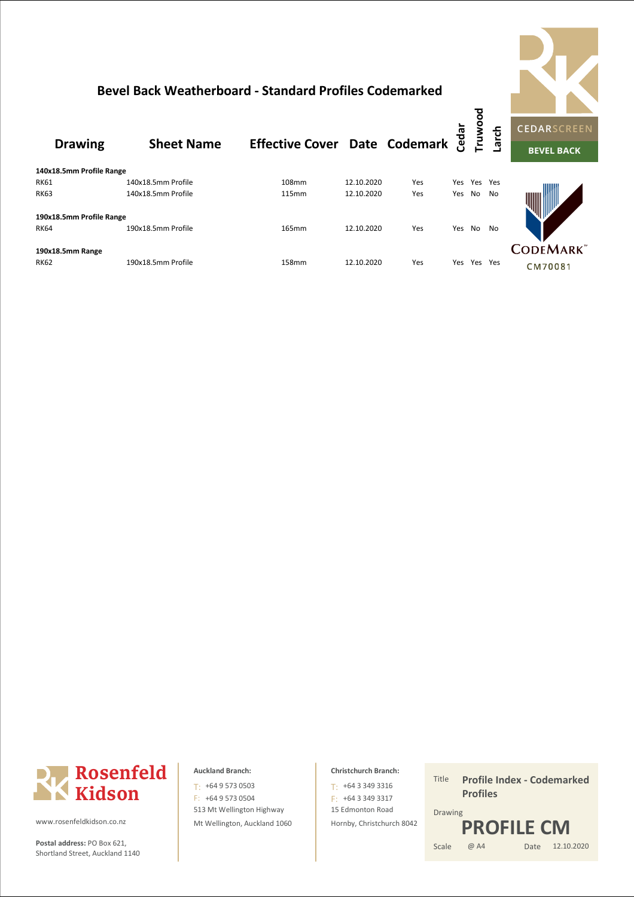# Bevel Back Weatherboard - Standard Profiles Codemarked

CEDARSCREEN

BEVEL BACK

| Drawing | Sheet Name | Effective Cover | Date | Codemark | Cedar | Truwood | Larch |
|---|---|---|---|---|---|---|---|
| **140x18.5mm Profile Range** | | | | | | | |
| RK61 | 140x18.5mm Profile | 108mm | 12.10.2020 | Yes | Yes | Yes | Yes |
| RK63 | 140x18.5mm Profile | 115mm | 12.10.2020 | Yes | Yes | No | No |
| **190x18.5mm Profile Range** | | | | | | | |
| RK64 | 190x18.5mm Profile | 165mm | 12.10.2020 | Yes | Yes | No | No |
| **190x18.5mm Range** | | | | | | | |
| RK62 | 190x18.5mm Profile | 158mm | 12.10.2020 | Yes | Yes | Yes | Yes |

CODEMARK™

CM70081

Rosenfeld Kidson

www.rosenfeldkidson.co.nz

**Postal address:** PO Box 621, Shortland Street, Auckland 1140

**Auckland Branch:**
T: +64 9 573 0503
F: +64 9 573 0504
513 Mt Wellington Highway
Mt Wellington, Auckland 1060

**Christchurch Branch:**
T: +64 3 349 3316
F: +64 3 349 3317
15 Edmonton Road
Hornby, Christchurch 8042

Title **Profile Index - Codemarked Profiles**

Drawing **PROFILE CM**

Scale @ A4 Date 12.10.2020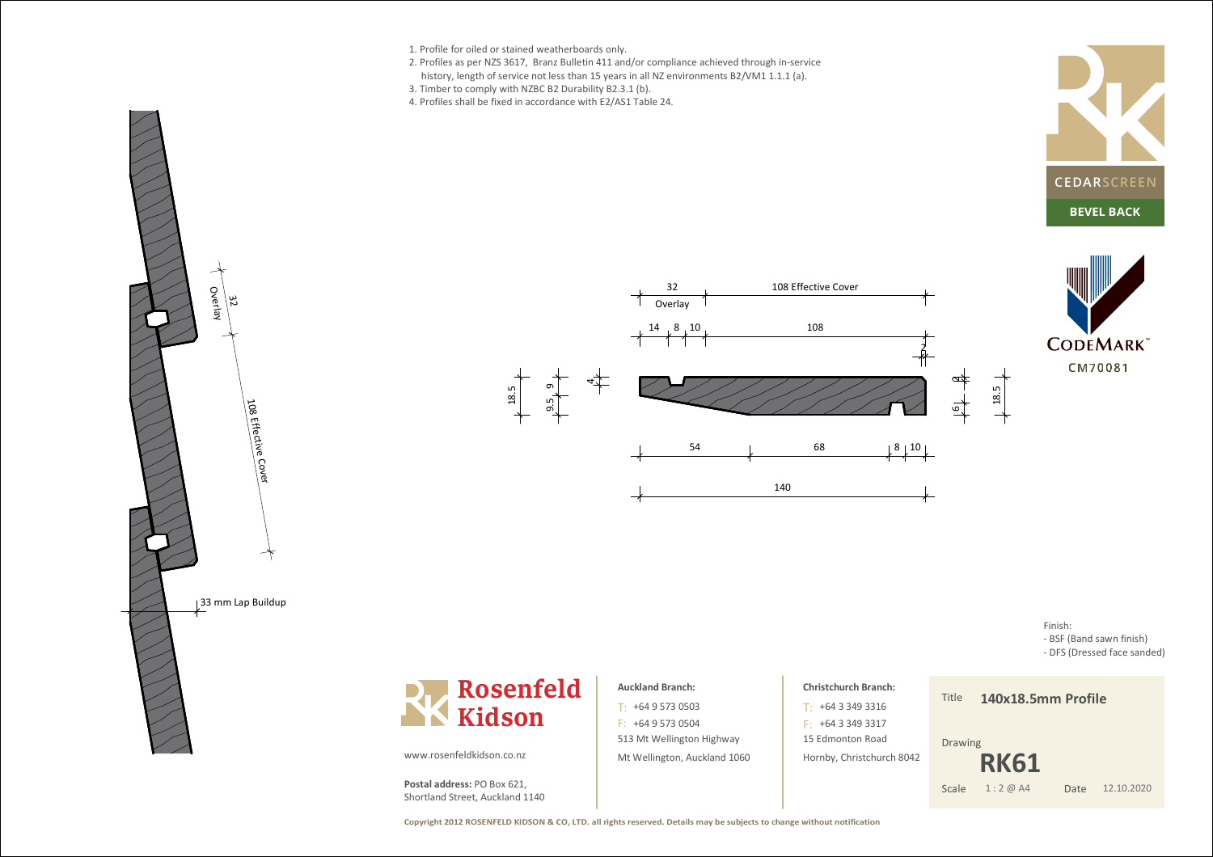1. Profile for oiled or stained weatherboards only.
2. Profiles as per NZS 3617, Branz Bulletin 411 and/or compliance achieved through in-service history, length of service not less than 15 years in all NZ environments B2/VM1 1.1.1 (a).
3. Timber to comply with NZBC B2 Durability B2.3.1 (b).
4. Profiles shall be fixed in accordance with E2/AS1 Table 24.

**CEDARSCREEN**

**BEVEL BACK**

CODEMARK™

CM70081

32 Overlay | 108 Effective Cover

14 | 8 | 10 | 108

2

18.5 | 9.5 | 9 | 4

2 | 6 | 18.5

54 | 68 | 8 | 10

140

32 Overlay

108 Effective Cover

33 mm Lap Buildup

Finish:
- BSF (Band sawn finish)
- DFS (Dressed face sanded)

**Rosenfeld Kidson**

www.rosenfeldkidson.co.nz

**Postal address:** PO Box 621,
Shortland Street, Auckland 1140

**Auckland Branch:**
T: +64 9 573 0503
F: +64 9 573 0504
513 Mt Wellington Highway
Mt Wellington, Auckland 1060

**Christchurch Branch:**
T: +64 3 349 3316
F: +64 3 349 3317
15 Edmonton Road
Hornby, Christchurch 8042

| | |
|---|---|
| Title | **140x18.5mm Profile** |
| Drawing | **RK61** |
| Scale | 1 : 2 @ A4 |
| Date | 12.10.2020 |

**Copyright 2012 ROSENFELD KIDSON & CO, LTD. all rights reserved. Details may be subjects to change without notification**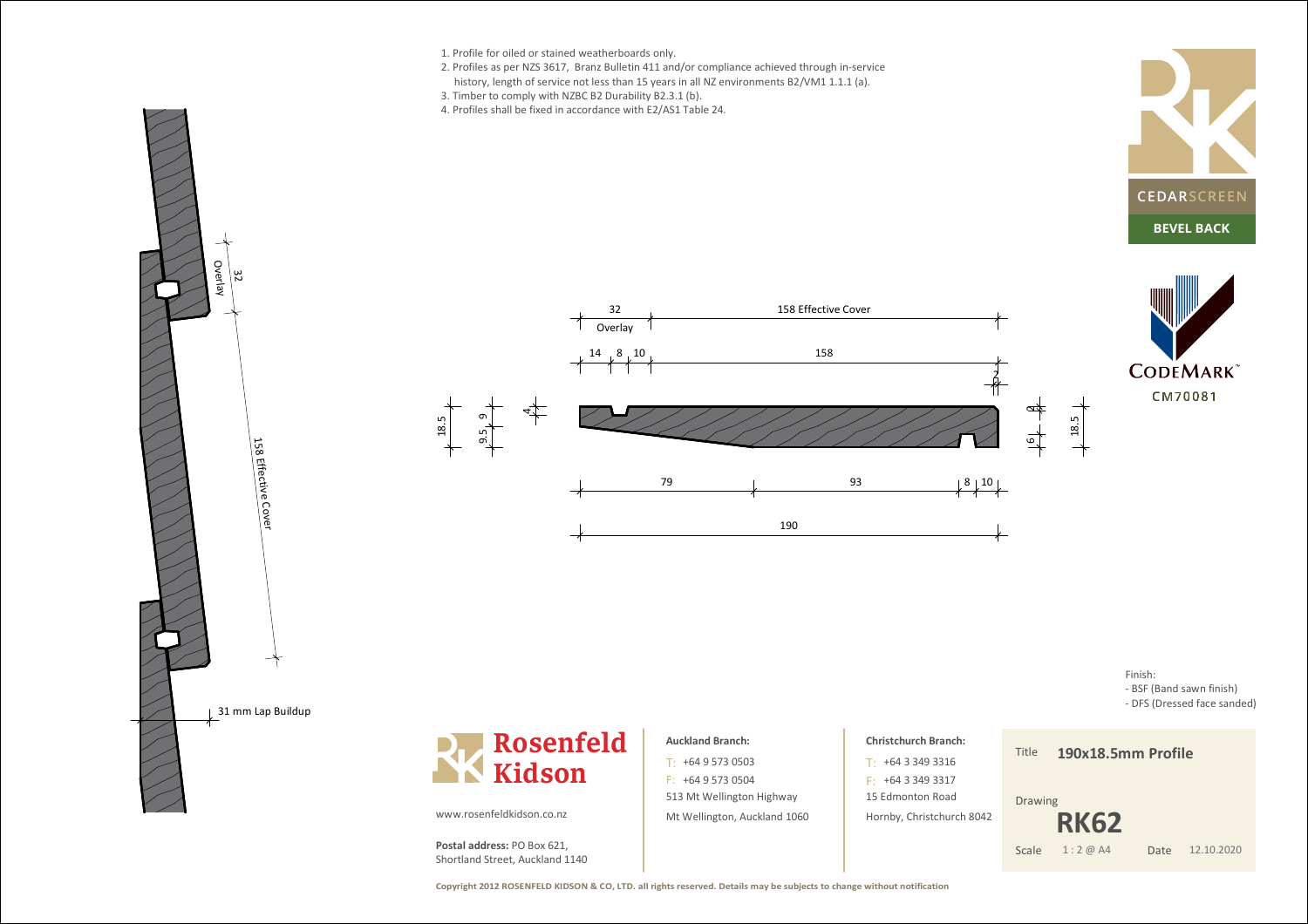1. Profile for oiled or stained weatherboards only.
2. Profiles as per NZS 3617, Branz Bulletin 411 and/or compliance achieved through in-service history, length of service not less than 15 years in all NZ environments B2/VM1 1.1.1 (a).
3. Timber to comply with NZBC B2 Durability B2.3.1 (b).
4. Profiles shall be fixed in accordance with E2/AS1 Table 24.

CEDARSCREEN

BEVEL BACK

CODEMARK™

CM70081

32 Overlay

158 Effective Cover

31 mm Lap Buildup

32 Overlay — 158 Effective Cover

14 | 8 | 10 | 158

2

18.5 | 9.5 | 9 | 4

2 | 6 | 18.5

79 | 93 | 8 | 10

190

Finish:
- BSF (Band sawn finish)
- DFS (Dressed face sanded)

**Rosenfeld Kidson**

www.rosenfeldkidson.co.nz

**Postal address:** PO Box 621, Shortland Street, Auckland 1140

**Auckland Branch:**
T: +64 9 573 0503
F: +64 9 573 0504
513 Mt Wellington Highway
Mt Wellington, Auckland 1060

**Christchurch Branch:**
T: +64 3 349 3316
F: +64 3 349 3317
15 Edmonton Road
Hornby, Christchurch 8042

| | |
|---|---|
| Title | **190x18.5mm Profile** |
| Drawing | **RK62** |
| Scale | 1 : 2 @ A4 |
| Date | 12.10.2020 |

**Copyright 2012 ROSENFELD KIDSON & CO, LTD. all rights reserved. Details may be subjects to change without notification**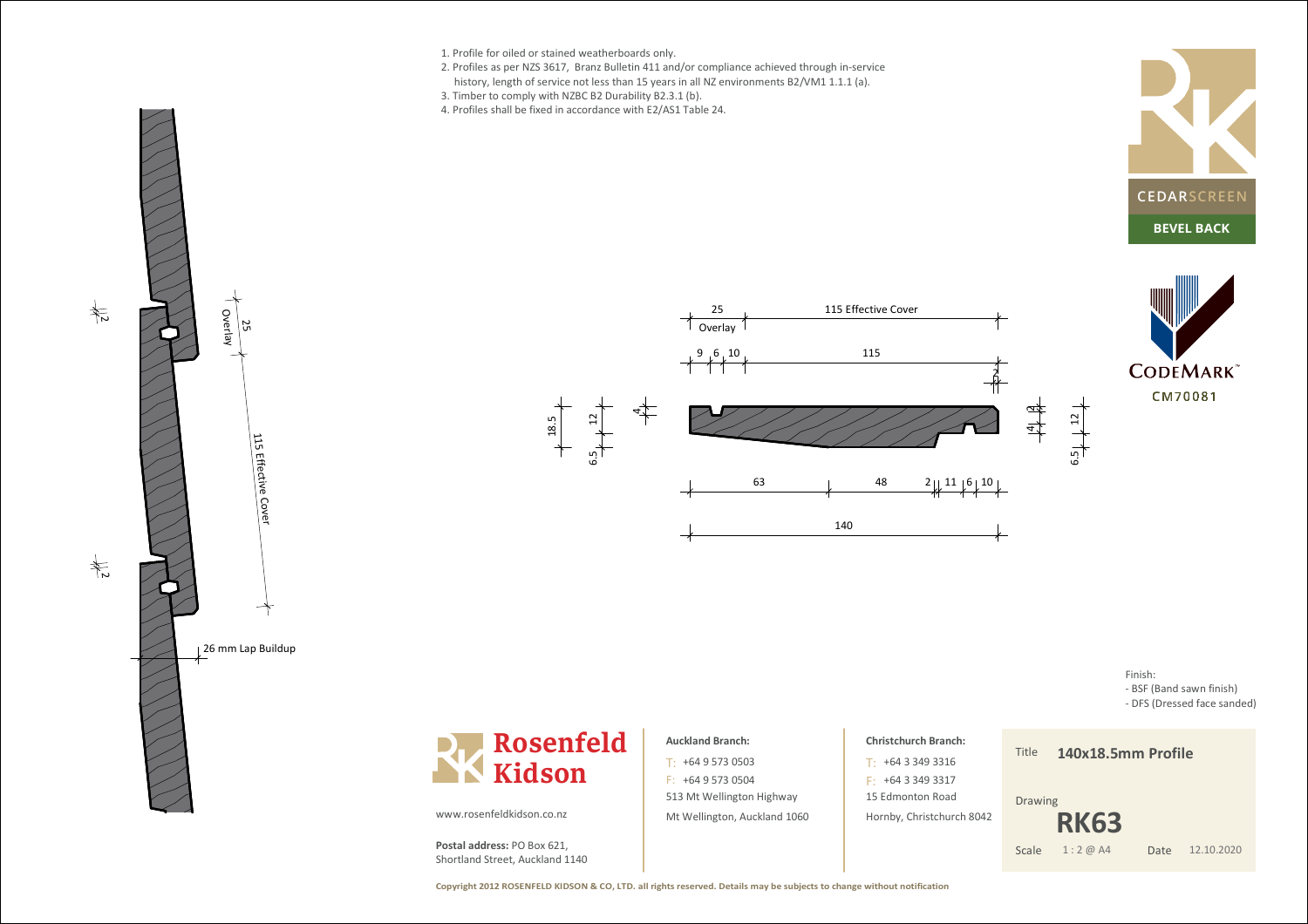1. Profile for oiled or stained weatherboards only.
2. Profiles as per NZS 3617, Branz Bulletin 411 and/or compliance achieved through in-service history, length of service not less than 15 years in all NZ environments B2/VM1 1.1.1 (a).
3. Timber to comply with NZBC B2 Durability B2.3.1 (b).
4. Profiles shall be fixed in accordance with E2/AS1 Table 24.

CEDARSCREEN

BEVEL BACK

CODEMARK™
CM70081

25 Overlay

115 Effective Cover

26 mm Lap Buildup

25 Overlay | 115 Effective Cover

9 | 6 | 10 | 115

18.5 | 12 | 6.5 | 4 | 2 | 4 | 2 | 12 | 6.5

63 | 48 | 2 | 11 | 6 | 10

140

Finish:
- BSF (Band sawn finish)
- DFS (Dressed face sanded)

**Rosenfeld Kidson**

www.rosenfeldkidson.co.nz

**Postal address:** PO Box 621,
Shortland Street, Auckland 1140

**Auckland Branch:**
T: +64 9 573 0503
F: +64 9 573 0504
513 Mt Wellington Highway
Mt Wellington, Auckland 1060

**Christchurch Branch:**
T: +64 3 349 3316
F: +64 3 349 3317
15 Edmonton Road
Hornby, Christchurch 8042

| | |
|---|---|
| Title | **140x18.5mm Profile** |
| Drawing | **RK63** |
| Scale | 1 : 2 @ A4 |
| Date | 12.10.2020 |

**Copyright 2012 ROSENFELD KIDSON & CO, LTD. all rights reserved. Details may be subjects to change without notification**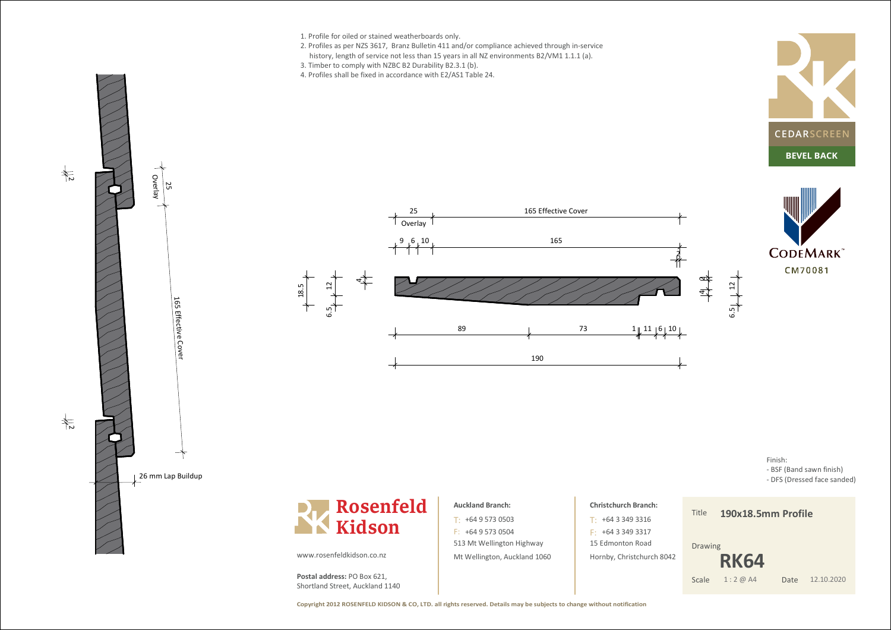1. Profile for oiled or stained weatherboards only.
2. Profiles as per NZS 3617, Branz Bulletin 411 and/or compliance achieved through in-service history, length of service not less than 15 years in all NZ environments B2/VM1 1.1.1 (a).
3. Timber to comply with NZBC B2 Durability B2.3.1 (b).
4. Profiles shall be fixed in accordance with E2/AS1 Table 24.

CEDARSCREEN

**BEVEL BACK**

CODEMARK™
CM70081

2
25
Overlay
165 Effective Cover
2
26 mm Lap Buildup

25
Overlay
165 Effective Cover
9 6 10
165
2
18.5
12
6.5
4
4 2
12
6.5
89
73
1 11 6 10
190

Finish:
- BSF (Band sawn finish)
- DFS (Dressed face sanded)

**Rosenfeld Kidson**

www.rosenfeldkidson.co.nz

**Postal address:** PO Box 621,
Shortland Street, Auckland 1140

**Auckland Branch:**
T: +64 9 573 0503
F: +64 9 573 0504
513 Mt Wellington Highway
Mt Wellington, Auckland 1060

**Christchurch Branch:**
T: +64 3 349 3316
F: +64 3 349 3317
15 Edmonton Road
Hornby, Christchurch 8042

Title **190x18.5mm Profile**

Drawing **RK64**

Scale 1 : 2 @ A4 Date 12.10.2020

**Copyright 2012 ROSENFELD KIDSON & CO, LTD. all rights reserved. Details may be subjects to change without notification**